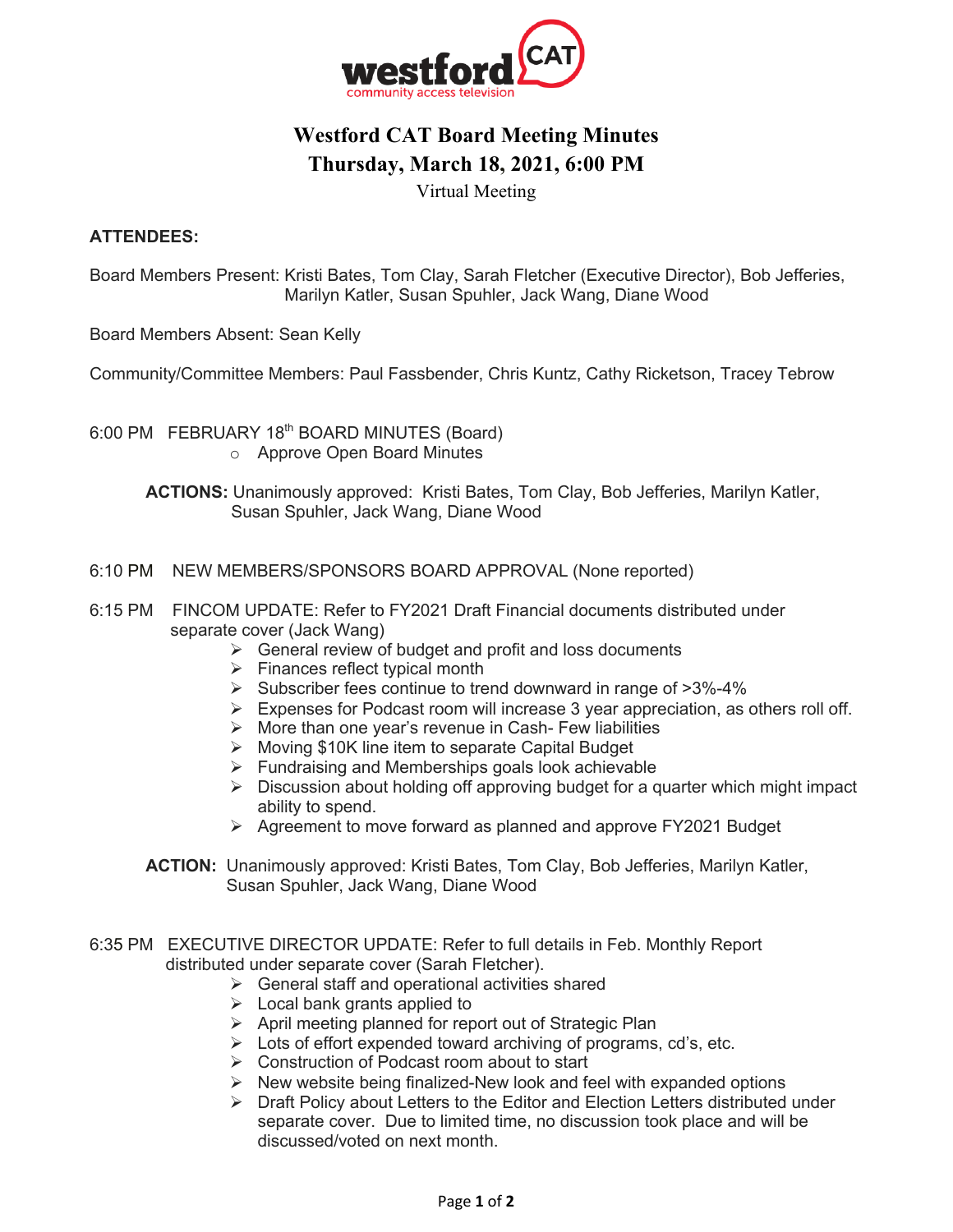# Westford CAT Board Meeting Minutes
## Thursday, March 18, 2021, 6:00 PM
Virtual Meeting

**ATTENDEES:**

Board Members Present: Kristi Bates, Tom Clay, Sarah Fletcher (Executive Director), Bob Jefferies, Marilyn Katler, Susan Spuhler, Jack Wang, Diane Wood

Board Members Absent: Sean Kelly

Community/Committee Members: Paul Fassbender, Chris Kuntz, Cathy Ricketson, Tracey Tebrow

6:00 PM FEBRUARY 18th BOARD MINUTES (Board)
- Approve Open Board Minutes

**ACTIONS:** Unanimously approved: Kristi Bates, Tom Clay, Bob Jefferies, Marilyn Katler, Susan Spuhler, Jack Wang, Diane Wood

6:10 PM NEW MEMBERS/SPONSORS BOARD APPROVAL (None reported)

6:15 PM FINCOM UPDATE: Refer to FY2021 Draft Financial documents distributed under separate cover (Jack Wang)
- General review of budget and profit and loss documents
- Finances reflect typical month
- Subscriber fees continue to trend downward in range of >3%-4%
- Expenses for Podcast room will increase 3 year appreciation, as others roll off.
- More than one year's revenue in Cash- Few liabilities
- Moving $10K line item to separate Capital Budget
- Fundraising and Memberships goals look achievable
- Discussion about holding off approving budget for a quarter which might impact ability to spend.
- Agreement to move forward as planned and approve FY2021 Budget

**ACTION:** Unanimously approved: Kristi Bates, Tom Clay, Bob Jefferies, Marilyn Katler, Susan Spuhler, Jack Wang, Diane Wood

6:35 PM EXECUTIVE DIRECTOR UPDATE: Refer to full details in Feb. Monthly Report distributed under separate cover (Sarah Fletcher).
- General staff and operational activities shared
- Local bank grants applied to
- April meeting planned for report out of Strategic Plan
- Lots of effort expended toward archiving of programs, cd's, etc.
- Construction of Podcast room about to start
- New website being finalized-New look and feel with expanded options
- Draft Policy about Letters to the Editor and Election Letters distributed under separate cover. Due to limited time, no discussion took place and will be discussed/voted on next month.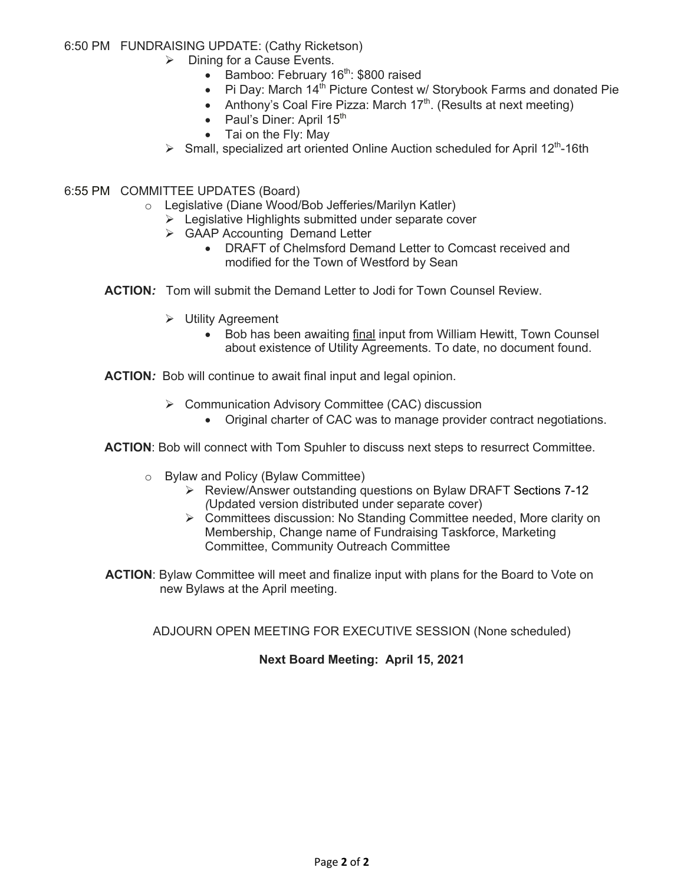6:50 PM FUNDRAISING UPDATE: (Cathy Ricketson)

- Dining for a Cause Events.
  - Bamboo: February 16th: $800 raised
  - Pi Day: March 14th Picture Contest w/ Storybook Farms and donated Pie
  - Anthony's Coal Fire Pizza: March 17th. (Results at next meeting)
  - Paul's Diner: April 15th
  - Tai on the Fly: May
- Small, specialized art oriented Online Auction scheduled for April 12th-16th

6:55 PM COMMITTEE UPDATES (Board)

- Legislative (Diane Wood/Bob Jefferies/Marilyn Katler)
  - Legislative Highlights submitted under separate cover
  - GAAP Accounting Demand Letter
    - DRAFT of Chelmsford Demand Letter to Comcast received and modified for the Town of Westford by Sean

**ACTION:** Tom will submit the Demand Letter to Jodi for Town Counsel Review.

- Utility Agreement
  - Bob has been awaiting final input from William Hewitt, Town Counsel about existence of Utility Agreements. To date, no document found.

**ACTION:** Bob will continue to await final input and legal opinion.

- Communication Advisory Committee (CAC) discussion
  - Original charter of CAC was to manage provider contract negotiations.

**ACTION**: Bob will connect with Tom Spuhler to discuss next steps to resurrect Committee.

- Bylaw and Policy (Bylaw Committee)
  - Review/Answer outstanding questions on Bylaw DRAFT Sections 7-12 *(*Updated version distributed under separate cover)
  - Committees discussion: No Standing Committee needed, More clarity on Membership, Change name of Fundraising Taskforce, Marketing Committee, Community Outreach Committee

**ACTION**: Bylaw Committee will meet and finalize input with plans for the Board to Vote on new Bylaws at the April meeting.

ADJOURN OPEN MEETING FOR EXECUTIVE SESSION (None scheduled)

**Next Board Meeting: April 15, 2021**